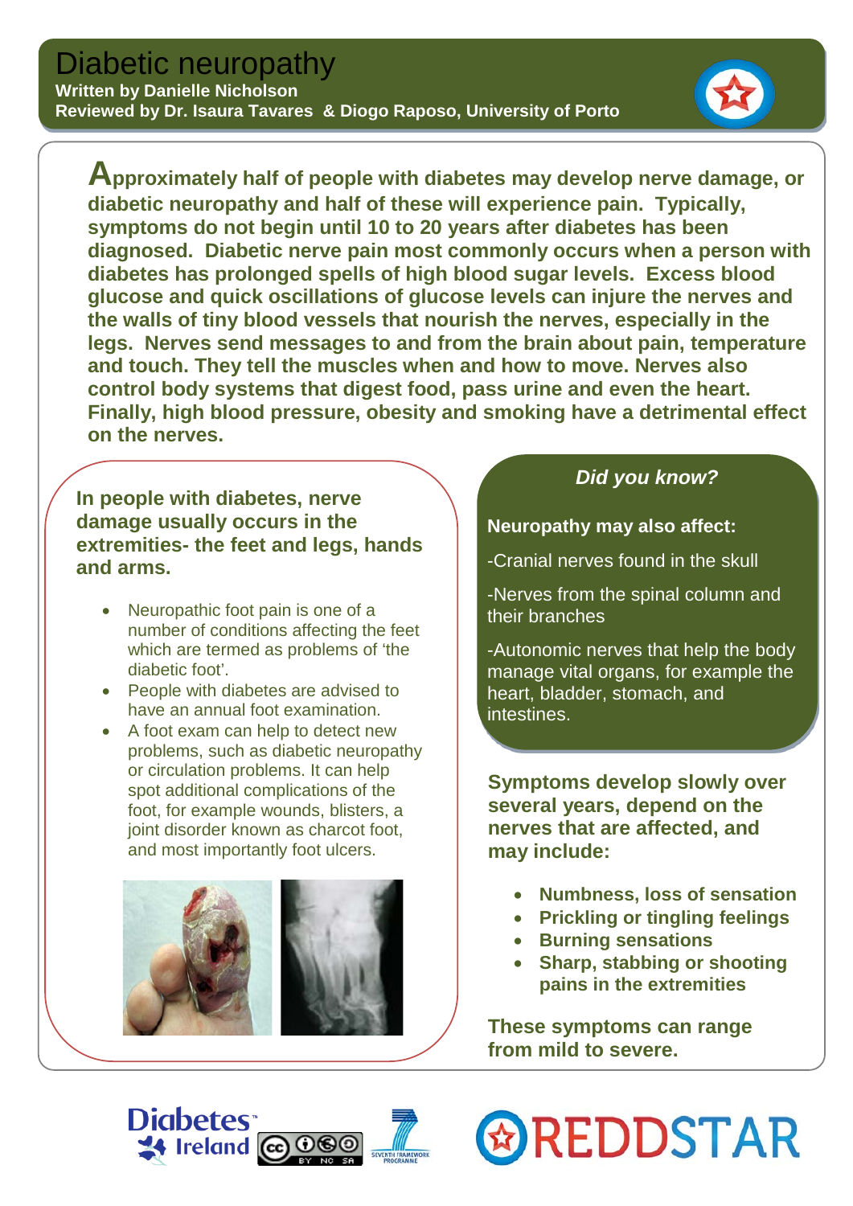# Diabetic neuropathy

**Written by Danielle Nicholson**
**Reviewed by Dr. Isaura Tavares & Diogo Raposo, University of Porto**

**Approximately half of people with diabetes may develop nerve damage, or diabetic neuropathy and half of these will experience pain. Typically, symptoms do not begin until 10 to 20 years after diabetes has been diagnosed. Diabetic nerve pain most commonly occurs when a person with diabetes has prolonged spells of high blood sugar levels. Excess blood glucose and quick oscillations of glucose levels can injure the nerves and the walls of tiny blood vessels that nourish the nerves, especially in the legs. Nerves send messages to and from the brain about pain, temperature and touch. They tell the muscles when and how to move. Nerves also control body systems that digest food, pass urine and even the heart. Finally, high blood pressure, obesity and smoking have a detrimental effect on the nerves.**

**In people with diabetes, nerve damage usually occurs in the extremities- the feet and legs, hands and arms.**

- Neuropathic foot pain is one of a number of conditions affecting the feet which are termed as problems of 'the diabetic foot'.
- People with diabetes are advised to have an annual foot examination.
- A foot exam can help to detect new problems, such as diabetic neuropathy or circulation problems. It can help spot additional complications of the foot, for example wounds, blisters, a joint disorder known as charcot foot, and most importantly foot ulcers.

### *Did you know?*

**Neuropathy may also affect:**

-Cranial nerves found in the skull

-Nerves from the spinal column and their branches

-Autonomic nerves that help the body manage vital organs, for example the heart, bladder, stomach, and intestines.

**Symptoms develop slowly over several years, depend on the nerves that are affected, and may include:**

- **Numbness, loss of sensation**
- **Prickling or tingling feelings**
- **Burning sensations**
- **Sharp, stabbing or shooting pains in the extremities**

**These symptoms can range from mild to severe.**

Diabetes Ireland | SEVENTH FRAMEWORK PROGRAMME | REDDSTAR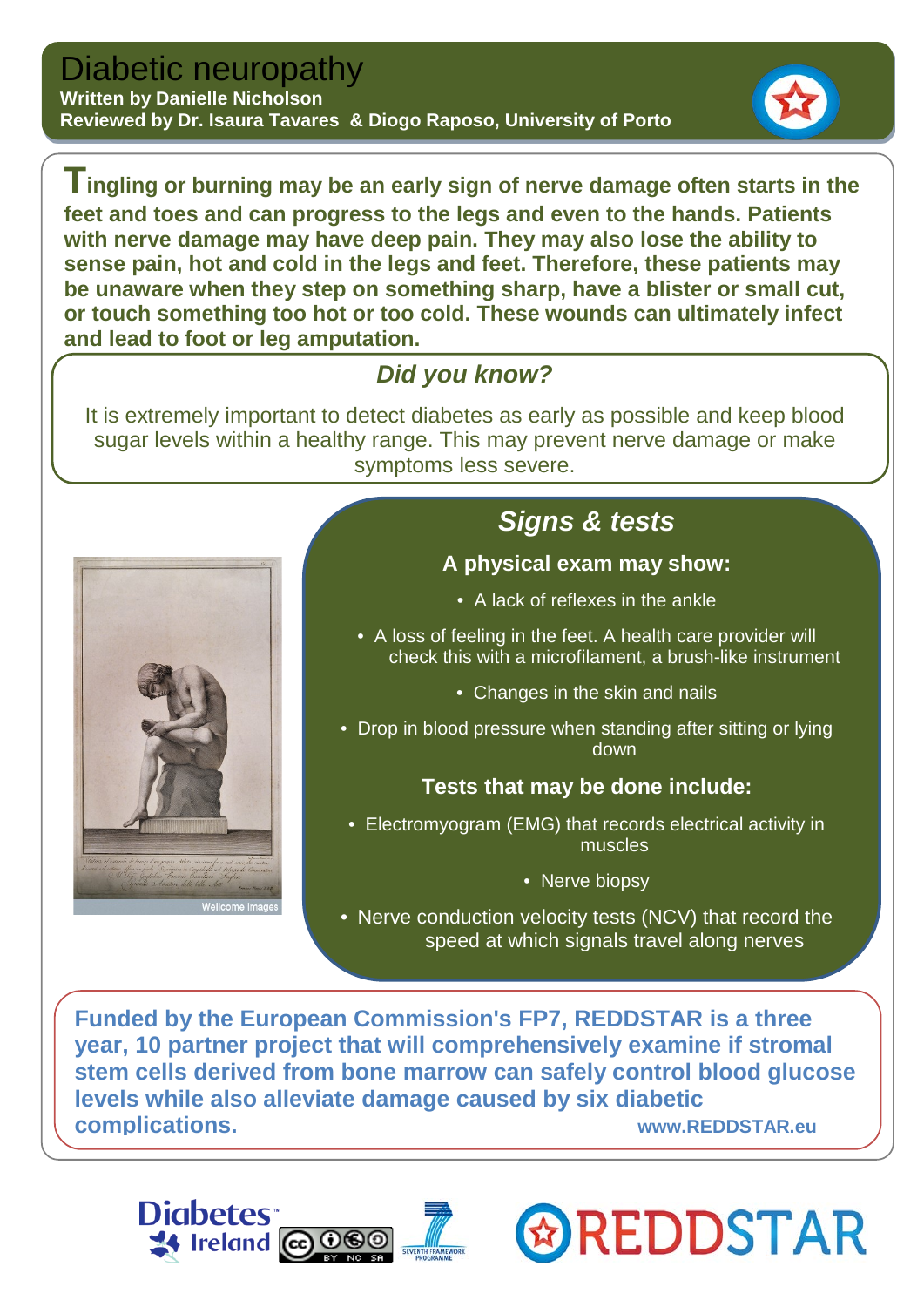# Diabetic neuropathy

**Written by Danielle Nicholson**
**Reviewed by Dr. Isaura Tavares & Diogo Raposo, University of Porto**

**Tingling or burning may be an early sign of nerve damage often starts in the feet and toes and can progress to the legs and even to the hands. Patients with nerve damage may have deep pain. They may also lose the ability to sense pain, hot and cold in the legs and feet. Therefore, these patients may be unaware when they step on something sharp, have a blister or small cut, or touch something too hot or too cold. These wounds can ultimately infect and lead to foot or leg amputation.**

## *Did you know?*

It is extremely important to detect diabetes as early as possible and keep blood sugar levels within a healthy range. This may prevent nerve damage or make symptoms less severe.

Wellcome Images

## *Signs & tests*

### A physical exam may show:

- A lack of reflexes in the ankle
- A loss of feeling in the feet. A health care provider will check this with a microfilament, a brush-like instrument
- Changes in the skin and nails
- Drop in blood pressure when standing after sitting or lying down

### Tests that may be done include:

- Electromyogram (EMG) that records electrical activity in muscles
- Nerve biopsy
- Nerve conduction velocity tests (NCV) that record the speed at which signals travel along nerves

**Funded by the European Commission's FP7, REDDSTAR is a three year, 10 partner project that will comprehensively examine if stromal stem cells derived from bone marrow can safely control blood glucose levels while also alleviate damage caused by six diabetic complications.** **www.REDDSTAR.eu**

Diabetes Ireland

SEVENTH FRAMEWORK PROGRAMME

REDDSTAR